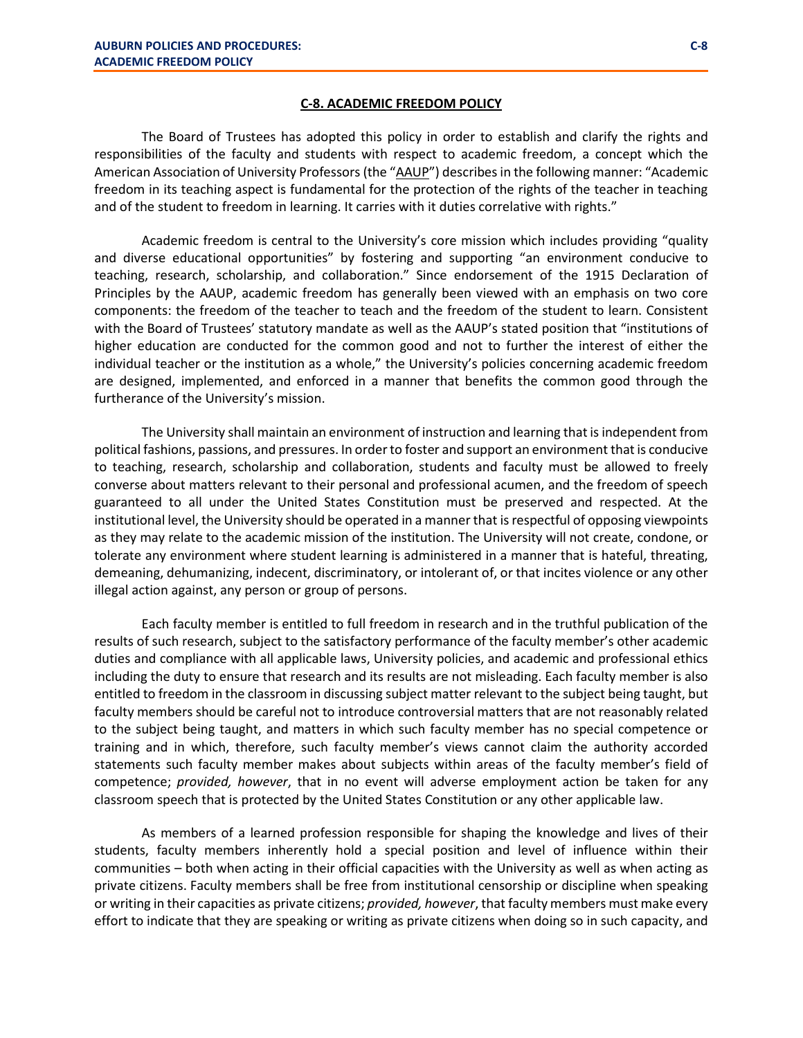# C-8. ACADEMIC FREEDOM POLICY

The Board of Trustees has adopted this policy in order to establish and clarify the rights and responsibilities of the faculty and students with respect to academic freedom, a concept which the American Association of University Professors (the "AAUP") describes in the following manner: "Academic freedom in its teaching aspect is fundamental for the protection of the rights of the teacher in teaching and of the student to freedom in learning. It carries with it duties correlative with rights."

Academic freedom is central to the University's core mission which includes providing "quality and diverse educational opportunities" by fostering and supporting "an environment conducive to teaching, research, scholarship, and collaboration." Since endorsement of the 1915 Declaration of Principles by the AAUP, academic freedom has generally been viewed with an emphasis on two core components: the freedom of the teacher to teach and the freedom of the student to learn. Consistent with the Board of Trustees' statutory mandate as well as the AAUP's stated position that "institutions of higher education are conducted for the common good and not to further the interest of either the individual teacher or the institution as a whole," the University's policies concerning academic freedom are designed, implemented, and enforced in a manner that benefits the common good through the furtherance of the University's mission.

The University shall maintain an environment of instruction and learning that is independent from political fashions, passions, and pressures. In order to foster and support an environment that is conducive to teaching, research, scholarship and collaboration, students and faculty must be allowed to freely converse about matters relevant to their personal and professional acumen, and the freedom of speech guaranteed to all under the United States Constitution must be preserved and respected. At the institutional level, the University should be operated in a manner that is respectful of opposing viewpoints as they may relate to the academic mission of the institution. The University will not create, condone, or tolerate any environment where student learning is administered in a manner that is hateful, threating, demeaning, dehumanizing, indecent, discriminatory, or intolerant of, or that incites violence or any other illegal action against, any person or group of persons.

Each faculty member is entitled to full freedom in research and in the truthful publication of the results of such research, subject to the satisfactory performance of the faculty member's other academic duties and compliance with all applicable laws, University policies, and academic and professional ethics including the duty to ensure that research and its results are not misleading. Each faculty member is also entitled to freedom in the classroom in discussing subject matter relevant to the subject being taught, but faculty members should be careful not to introduce controversial matters that are not reasonably related to the subject being taught, and matters in which such faculty member has no special competence or training and in which, therefore, such faculty member's views cannot claim the authority accorded statements such faculty member makes about subjects within areas of the faculty member's field of competence; *provided, however*, that in no event will adverse employment action be taken for any classroom speech that is protected by the United States Constitution or any other applicable law.

As members of a learned profession responsible for shaping the knowledge and lives of their students, faculty members inherently hold a special position and level of influence within their communities – both when acting in their official capacities with the University as well as when acting as private citizens. Faculty members shall be free from institutional censorship or discipline when speaking or writing in their capacities as private citizens; *provided, however*, that faculty members must make every effort to indicate that they are speaking or writing as private citizens when doing so in such capacity, and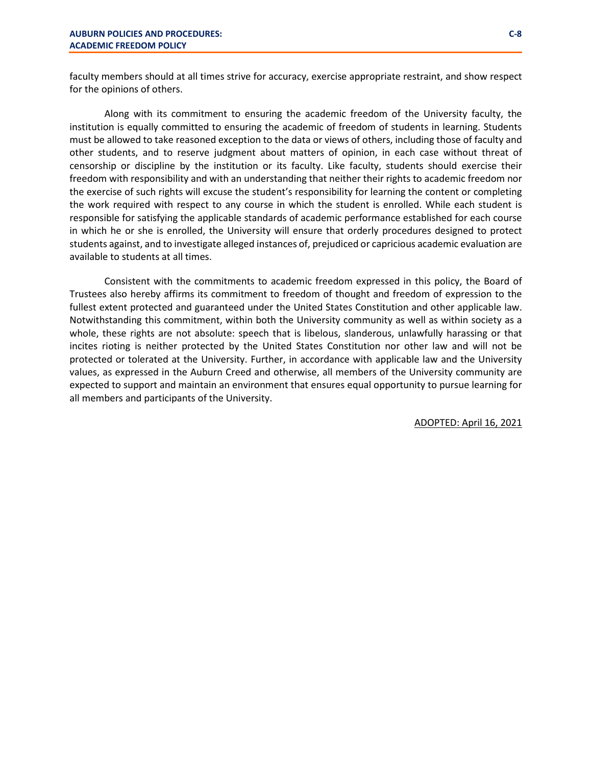faculty members should at all times strive for accuracy, exercise appropriate restraint, and show respect for the opinions of others.

Along with its commitment to ensuring the academic freedom of the University faculty, the institution is equally committed to ensuring the academic of freedom of students in learning. Students must be allowed to take reasoned exception to the data or views of others, including those of faculty and other students, and to reserve judgment about matters of opinion, in each case without threat of censorship or discipline by the institution or its faculty. Like faculty, students should exercise their freedom with responsibility and with an understanding that neither their rights to academic freedom nor the exercise of such rights will excuse the student's responsibility for learning the content or completing the work required with respect to any course in which the student is enrolled. While each student is responsible for satisfying the applicable standards of academic performance established for each course in which he or she is enrolled, the University will ensure that orderly procedures designed to protect students against, and to investigate alleged instances of, prejudiced or capricious academic evaluation are available to students at all times.

Consistent with the commitments to academic freedom expressed in this policy, the Board of Trustees also hereby affirms its commitment to freedom of thought and freedom of expression to the fullest extent protected and guaranteed under the United States Constitution and other applicable law. Notwithstanding this commitment, within both the University community as well as within society as a whole, these rights are not absolute: speech that is libelous, slanderous, unlawfully harassing or that incites rioting is neither protected by the United States Constitution nor other law and will not be protected or tolerated at the University. Further, in accordance with applicable law and the University values, as expressed in the Auburn Creed and otherwise, all members of the University community are expected to support and maintain an environment that ensures equal opportunity to pursue learning for all members and participants of the University.

ADOPTED: April 16, 2021